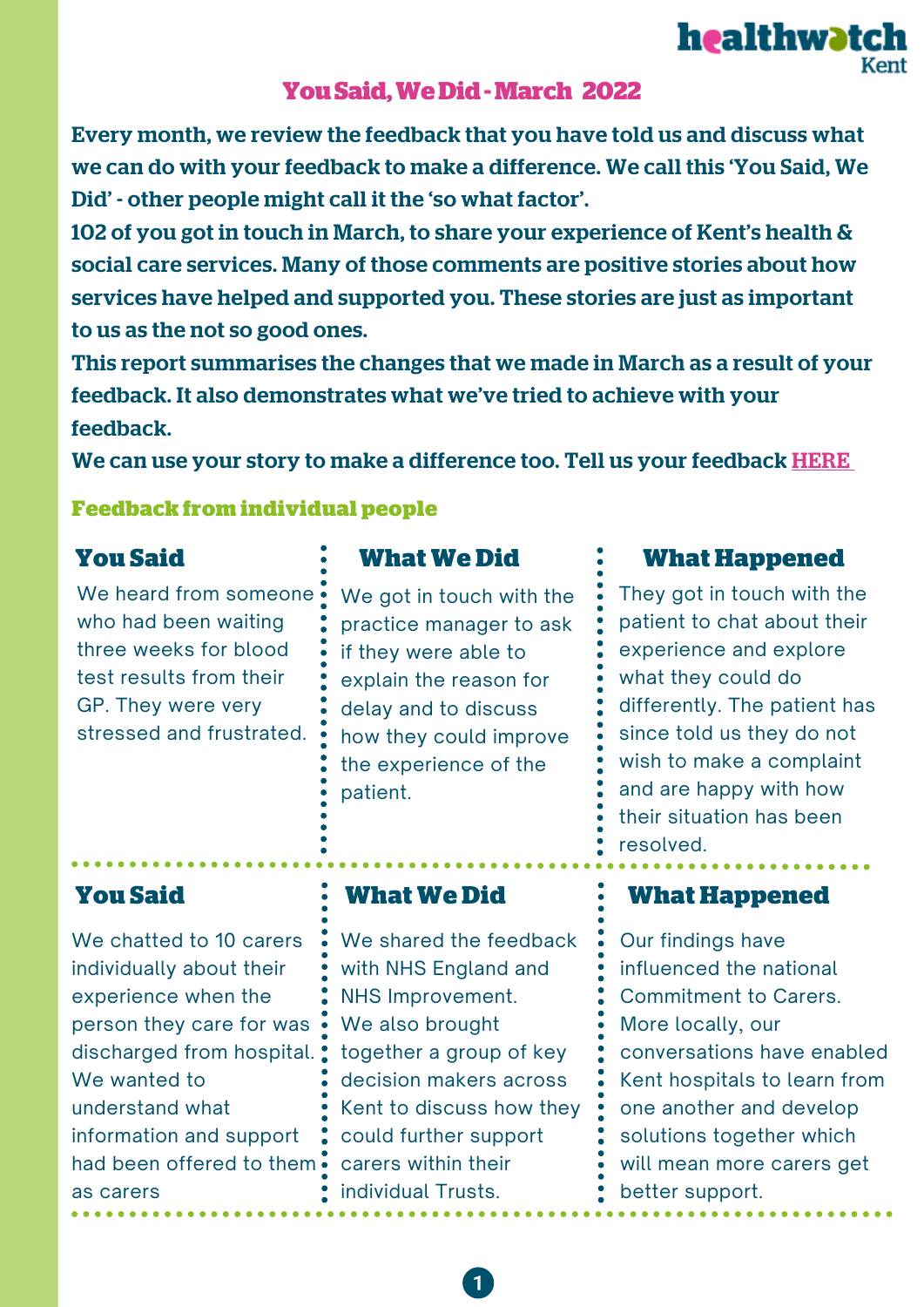# You Said, We Did - March 2022

**Every month, we review the feedback that you have told us and discuss what we can do with your feedback to make a difference. We call this 'You Said, We Did' - other people might call it the 'so what factor'.**

**102 of you got in touch in March, to share your experience of Kent's health & social care services. Many of those comments are positive stories about how services have helped and supported you. These stories are just as important to us as the not so good ones.**

**This report summarises the changes that we made in March as a result of your feedback. It also demonstrates what we've tried to achieve with your feedback.**

**We can use your story to make a difference too. Tell us your feedback HERE**

## Feedback from individual people

| You Said | What We Did | What Happened |
| --- | --- | --- |
| We heard from someone who had been waiting three weeks for blood test results from their GP. They were very stressed and frustrated. | We got in touch with the practice manager to ask if they were able to explain the reason for delay and to discuss how they could improve the experience of the patient. | They got in touch with the patient to chat about their experience and explore what they could do differently. The patient has since told us they do not wish to make a complaint and are happy with how their situation has been resolved. |
| We chatted to 10 carers individually about their experience when the person they care for was discharged from hospital. We wanted to understand what information and support had been offered to them as carers | We shared the feedback with NHS England and NHS Improvement. We also brought together a group of key decision makers across Kent to discuss how they could further support carers within their individual Trusts. | Our findings have influenced the national Commitment to Carers. More locally, our conversations have enabled Kent hospitals to learn from one another and develop solutions together which will mean more carers get better support. |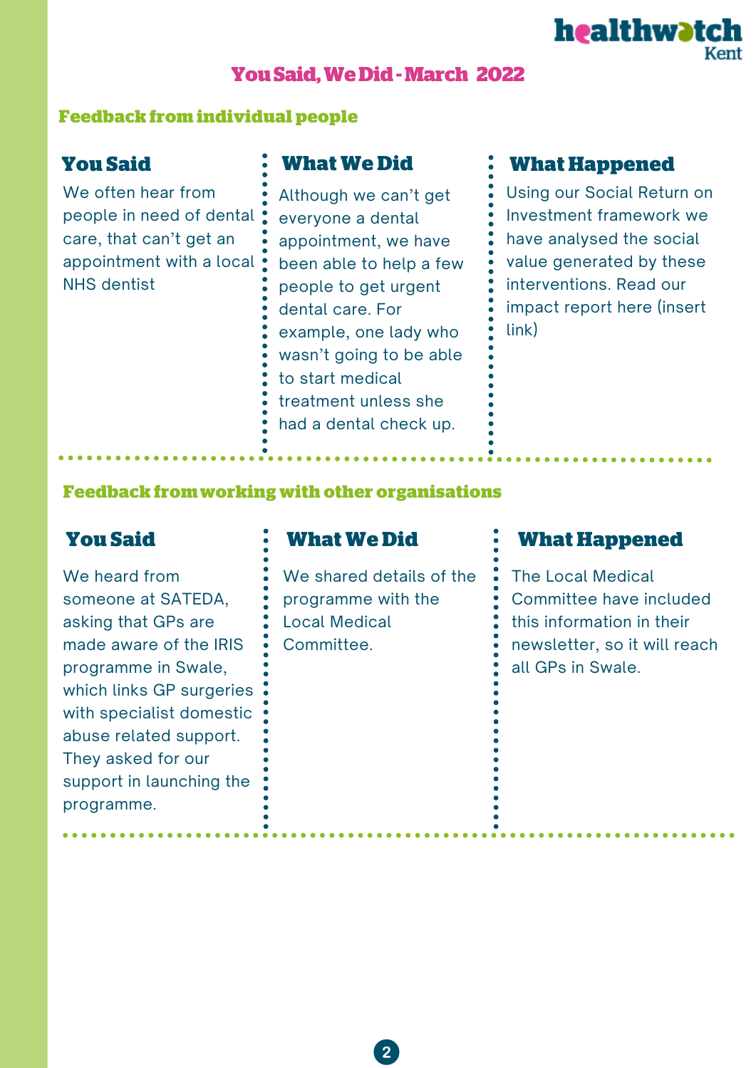healthwatch Kent

# You Said, We Did - March 2022

## Feedback from individual people

| You Said | What We Did | What Happened |
| --- | --- | --- |
| We often hear from people in need of dental care, that can't get an appointment with a local NHS dentist | Although we can't get everyone a dental appointment, we have been able to help a few people to get urgent dental care. For example, one lady who wasn't going to be able to start medical treatment unless she had a dental check up. | Using our Social Return on Investment framework we have analysed the social value generated by these interventions. Read our impact report here (insert link) |

## Feedback from working with other organisations

| You Said | What We Did | What Happened |
| --- | --- | --- |
| We heard from someone at SATEDA, asking that GPs are made aware of the IRIS programme in Swale, which links GP surgeries with specialist domestic abuse related support. They asked for our support in launching the programme. | We shared details of the programme with the Local Medical Committee. | The Local Medical Committee have included this information in their newsletter, so it will reach all GPs in Swale. |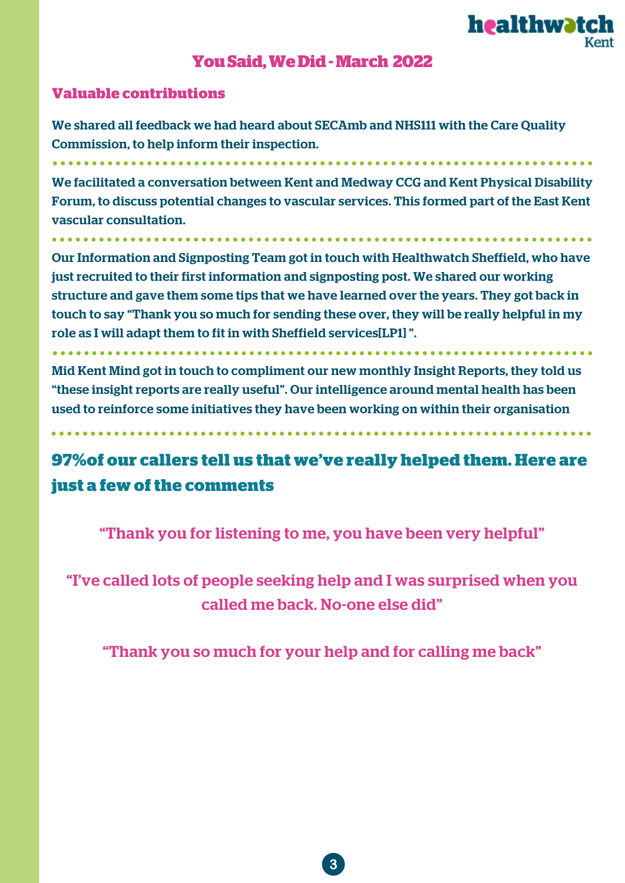# You Said, We Did - March 2022

## Valuable contributions

We shared all feedback we had heard about SECAmb and NHS111 with the Care Quality Commission, to help inform their inspection.

We facilitated a conversation between Kent and Medway CCG and Kent Physical Disability Forum, to discuss potential changes to vascular services. This formed part of the East Kent vascular consultation.

Our Information and Signposting Team got in touch with Healthwatch Sheffield, who have just recruited to their first information and signposting post. We shared our working structure and gave them some tips that we have learned over the years. They got back in touch to say "Thank you so much for sending these over, they will be really helpful in my role as I will adapt them to fit in with Sheffield services[LP1] ".

Mid Kent Mind got in touch to compliment our new monthly Insight Reports, they told us "these insight reports are really useful". Our intelligence around mental health has been used to reinforce some initiatives they have been working on within their organisation

## 97%of our callers tell us that we've really helped them. Here are just a few of the comments

"Thank you for listening to me, you have been very helpful"

"I've called lots of people seeking help and I was surprised when you called me back. No-one else did"

"Thank you so much for your help and for calling me back"